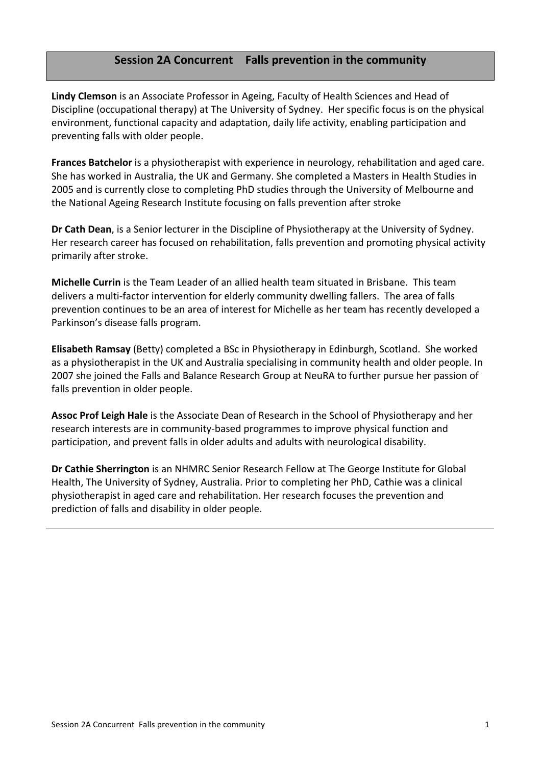## Session 2A Concurrent Falls prevention in the community

**Lindy Clemson** is an Associate Professor in Ageing, Faculty of Health Sciences and Head of Discipline (occupational therapy) at The University of Sydney. Her specific focus is on the physical environment, functional capacity and adaptation, daily life activity, enabling participation and preventing falls with older people.

**Frances Batchelor** is a physiotherapist with experience in neurology, rehabilitation and aged care. She has worked in Australia, the UK and Germany. She completed a Masters in Health Studies in 2005 and is currently close to completing PhD studies through the University of Melbourne and the National Ageing Research Institute focusing on falls prevention after stroke

**Dr Cath Dean**, is a Senior lecturer in the Discipline of Physiotherapy at the University of Sydney. Her research career has focused on rehabilitation, falls prevention and promoting physical activity primarily after stroke.

**Michelle Currin** is the Team Leader of an allied health team situated in Brisbane. This team delivers a multi-factor intervention for elderly community dwelling fallers. The area of falls prevention continues to be an area of interest for Michelle as her team has recently developed a Parkinson's disease falls program.

**Elisabeth Ramsay** (Betty) completed a BSc in Physiotherapy in Edinburgh, Scotland. She worked as a physiotherapist in the UK and Australia specialising in community health and older people. In 2007 she joined the Falls and Balance Research Group at NeuRA to further pursue her passion of falls prevention in older people.

**Assoc Prof Leigh Hale** is the Associate Dean of Research in the School of Physiotherapy and her research interests are in community-based programmes to improve physical function and participation, and prevent falls in older adults and adults with neurological disability.

**Dr Cathie Sherrington** is an NHMRC Senior Research Fellow at The George Institute for Global Health, The University of Sydney, Australia. Prior to completing her PhD, Cathie was a clinical physiotherapist in aged care and rehabilitation. Her research focuses the prevention and prediction of falls and disability in older people.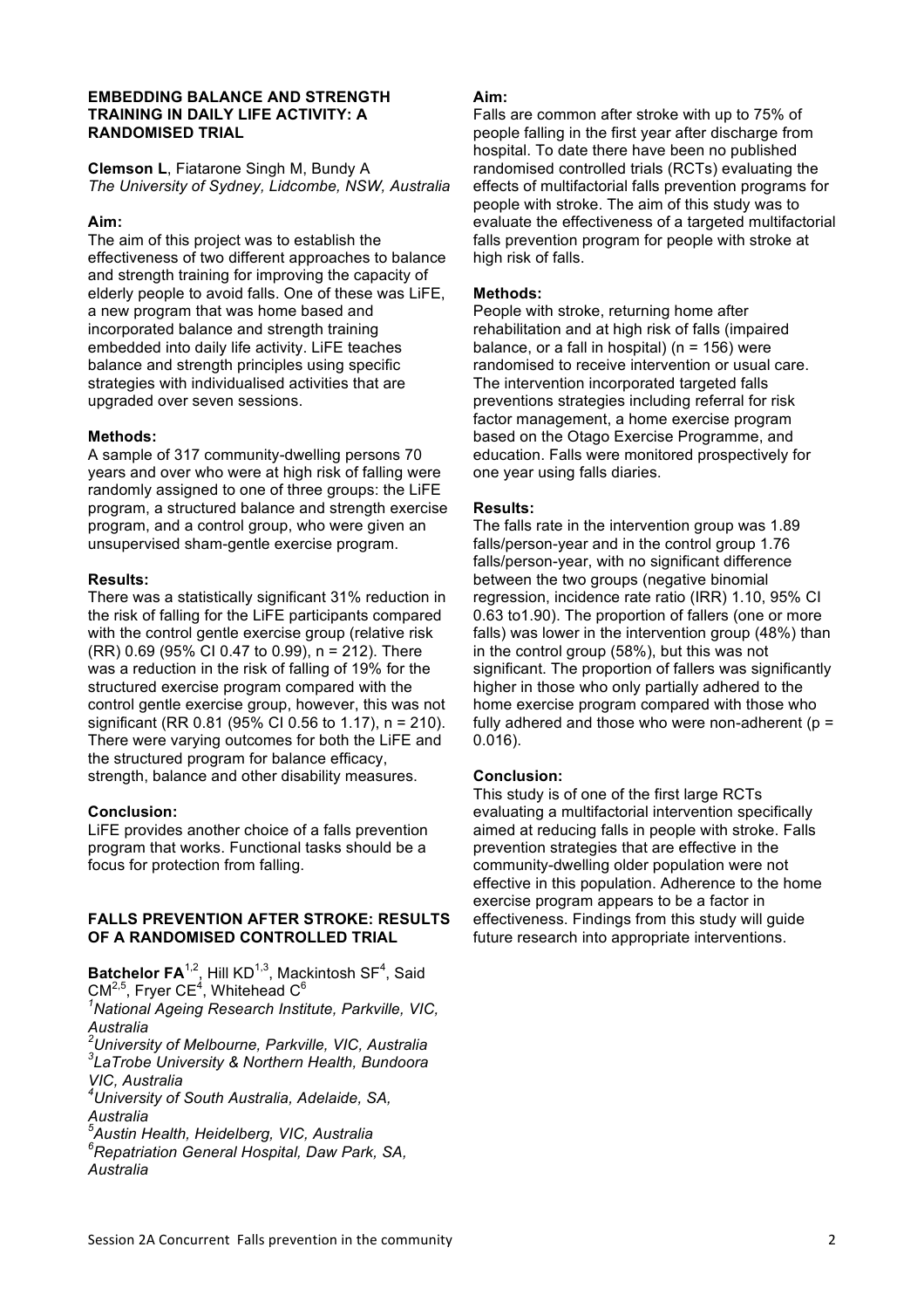## EMBEDDING BALANCE AND STRENGTH TRAINING IN DAILY LIFE ACTIVITY: A RANDOMISED TRIAL

**Clemson L**, Fiatarone Singh M, Bundy A
*The University of Sydney, Lidcombe, NSW, Australia*

### Aim:

The aim of this project was to establish the effectiveness of two different approaches to balance and strength training for improving the capacity of elderly people to avoid falls. One of these was LiFE, a new program that was home based and incorporated balance and strength training embedded into daily life activity. LiFE teaches balance and strength principles using specific strategies with individualised activities that are upgraded over seven sessions.

### Methods:

A sample of 317 community-dwelling persons 70 years and over who were at high risk of falling were randomly assigned to one of three groups: the LiFE program, a structured balance and strength exercise program, and a control group, who were given an unsupervised sham-gentle exercise program.

### Results:

There was a statistically significant 31% reduction in the risk of falling for the LiFE participants compared with the control gentle exercise group (relative risk (RR) 0.69 (95% CI 0.47 to 0.99), n = 212). There was a reduction in the risk of falling of 19% for the structured exercise program compared with the control gentle exercise group, however, this was not significant (RR 0.81 (95% CI 0.56 to 1.17), n = 210). There were varying outcomes for both the LiFE and the structured program for balance efficacy, strength, balance and other disability measures.

### Conclusion:

LiFE provides another choice of a falls prevention program that works. Functional tasks should be a focus for protection from falling.

## FALLS PREVENTION AFTER STROKE: RESULTS OF A RANDOMISED CONTROLLED TRIAL

**Batchelor FA**[1,2], Hill KD[1,3], Mackintosh SF[4], Said CM[2,5], Fryer CE[4], Whitehead C[6]

*[1]National Ageing Research Institute, Parkville, VIC, Australia*
*[2]University of Melbourne, Parkville, VIC, Australia*
*[3]LaTrobe University & Northern Health, Bundoora VIC, Australia*
*[4]University of South Australia, Adelaide, SA, Australia*
*[5]Austin Health, Heidelberg, VIC, Australia*
*[6]Repatriation General Hospital, Daw Park, SA, Australia*

### Aim:

Falls are common after stroke with up to 75% of people falling in the first year after discharge from hospital. To date there have been no published randomised controlled trials (RCTs) evaluating the effects of multifactorial falls prevention programs for people with stroke. The aim of this study was to evaluate the effectiveness of a targeted multifactorial falls prevention program for people with stroke at high risk of falls.

### Methods:

People with stroke, returning home after rehabilitation and at high risk of falls (impaired balance, or a fall in hospital) (n = 156) were randomised to receive intervention or usual care. The intervention incorporated targeted falls preventions strategies including referral for risk factor management, a home exercise program based on the Otago Exercise Programme, and education. Falls were monitored prospectively for one year using falls diaries.

### Results:

The falls rate in the intervention group was 1.89 falls/person-year and in the control group 1.76 falls/person-year, with no significant difference between the two groups (negative binomial regression, incidence rate ratio (IRR) 1.10, 95% CI 0.63 to1.90). The proportion of fallers (one or more falls) was lower in the intervention group (48%) than in the control group (58%), but this was not significant. The proportion of fallers was significantly higher in those who only partially adhered to the home exercise program compared with those who fully adhered and those who were non-adherent ($p = 0.016$).

### Conclusion:

This study is of one of the first large RCTs evaluating a multifactorial intervention specifically aimed at reducing falls in people with stroke. Falls prevention strategies that are effective in the community-dwelling older population were not effective in this population. Adherence to the home exercise program appears to be a factor in effectiveness. Findings from this study will guide future research into appropriate interventions.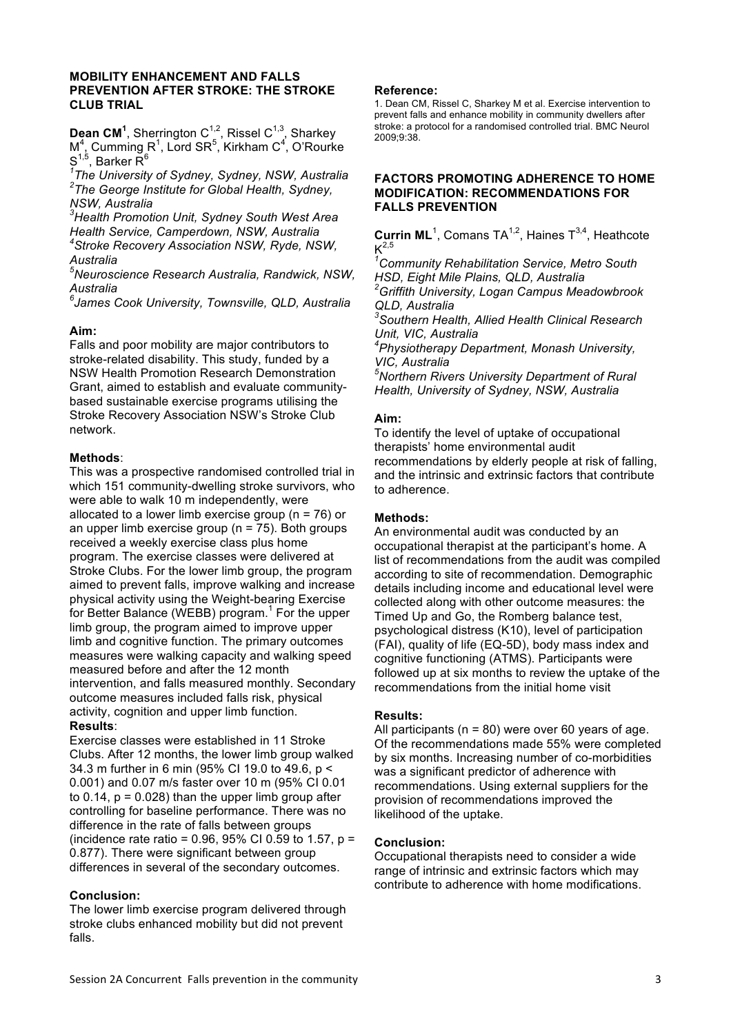## MOBILITY ENHANCEMENT AND FALLS PREVENTION AFTER STROKE: THE STROKE CLUB TRIAL

**Dean CM**[1], Sherrington C[1,2], Rissel C[1,3], Sharkey M[4], Cumming R[1], Lord SR[5], Kirkham C[4], O'Rourke S[1,5], Barker R[6]

*[1]The University of Sydney, Sydney, NSW, Australia*
*[2]The George Institute for Global Health, Sydney, NSW, Australia*
*[3]Health Promotion Unit, Sydney South West Area Health Service, Camperdown, NSW, Australia*
*[4]Stroke Recovery Association NSW, Ryde, NSW, Australia*
*[5]Neuroscience Research Australia, Randwick, NSW, Australia*
*[6]James Cook University, Townsville, QLD, Australia*

### Aim:

Falls and poor mobility are major contributors to stroke-related disability. This study, funded by a NSW Health Promotion Research Demonstration Grant, aimed to establish and evaluate community-based sustainable exercise programs utilising the Stroke Recovery Association NSW's Stroke Club network.

### Methods:

This was a prospective randomised controlled trial in which 151 community-dwelling stroke survivors, who were able to walk 10 m independently, were allocated to a lower limb exercise group (n = 76) or an upper limb exercise group (n = 75). Both groups received a weekly exercise class plus home program. The exercise classes were delivered at Stroke Clubs. For the lower limb group, the program aimed to prevent falls, improve walking and increase physical activity using the Weight-bearing Exercise for Better Balance (WEBB) program.[1] For the upper limb group, the program aimed to improve upper limb and cognitive function. The primary outcomes measures were walking capacity and walking speed measured before and after the 12 month intervention, and falls measured monthly. Secondary outcome measures included falls risk, physical activity, cognition and upper limb function.

### Results:

Exercise classes were established in 11 Stroke Clubs. After 12 months, the lower limb group walked 34.3 m further in 6 min (95% CI 19.0 to 49.6, $p < 0.001$) and 0.07 m/s faster over 10 m (95% CI 0.01 to 0.14, $p = 0.028$) than the upper limb group after controlling for baseline performance. There was no difference in the rate of falls between groups (incidence rate ratio = 0.96, 95% CI 0.59 to 1.57, $p = 0.877$). There were significant between group differences in several of the secondary outcomes.

### Conclusion:

The lower limb exercise program delivered through stroke clubs enhanced mobility but did not prevent falls.

### Reference:

1. Dean CM, Rissel C, Sharkey M et al. Exercise intervention to prevent falls and enhance mobility in community dwellers after stroke: a protocol for a randomised controlled trial. BMC Neurol 2009;9:38.

## FACTORS PROMOTING ADHERENCE TO HOME MODIFICATION: RECOMMENDATIONS FOR FALLS PREVENTION

**Currin ML**[1], Comans TA[1,2], Haines T[3,4], Heathcote K[2,5]

*[1]Community Rehabilitation Service, Metro South HSD, Eight Mile Plains, QLD, Australia*
*[2]Griffith University, Logan Campus Meadowbrook QLD, Australia*
*[3]Southern Health, Allied Health Clinical Research Unit, VIC, Australia*
*[4]Physiotherapy Department, Monash University, VIC, Australia*
*[5]Northern Rivers University Department of Rural Health, University of Sydney, NSW, Australia*

### Aim:

To identify the level of uptake of occupational therapists' home environmental audit recommendations by elderly people at risk of falling, and the intrinsic and extrinsic factors that contribute to adherence.

### Methods:

An environmental audit was conducted by an occupational therapist at the participant's home. A list of recommendations from the audit was compiled according to site of recommendation. Demographic details including income and educational level were collected along with other outcome measures: the Timed Up and Go, the Romberg balance test, psychological distress (K10), level of participation (FAI), quality of life (EQ-5D), body mass index and cognitive functioning (ATMS). Participants were followed up at six months to review the uptake of the recommendations from the initial home visit

### Results:

All participants (n = 80) were over 60 years of age. Of the recommendations made 55% were completed by six months. Increasing number of co-morbidities was a significant predictor of adherence with recommendations. Using external suppliers for the provision of recommendations improved the likelihood of the uptake.

### Conclusion:

Occupational therapists need to consider a wide range of intrinsic and extrinsic factors which may contribute to adherence with home modifications.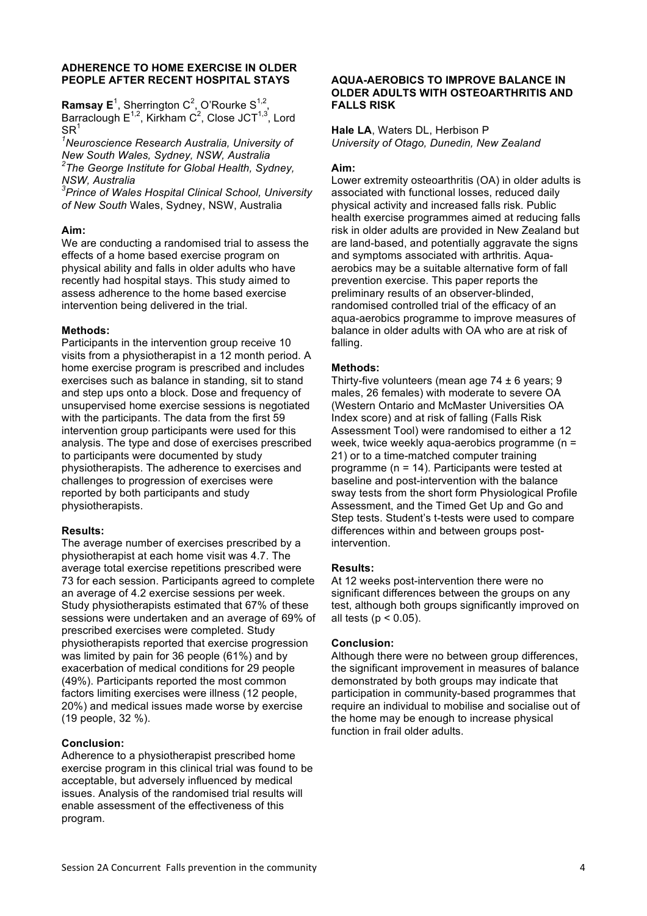## ADHERENCE TO HOME EXERCISE IN OLDER PEOPLE AFTER RECENT HOSPITAL STAYS

**Ramsay E**[1], Sherrington C[2], O'Rourke S[1,2], Barraclough E[1,2], Kirkham C[2], Close JCT[1,3], Lord SR[1]

[1]*Neuroscience Research Australia, University of New South Wales, Sydney, NSW, Australia*
[2]*The George Institute for Global Health, Sydney, NSW, Australia*
[3]*Prince of Wales Hospital Clinical School, University of New South* Wales, Sydney, NSW, Australia

### Aim:

We are conducting a randomised trial to assess the effects of a home based exercise program on physical ability and falls in older adults who have recently had hospital stays. This study aimed to assess adherence to the home based exercise intervention being delivered in the trial.

### Methods:

Participants in the intervention group receive 10 visits from a physiotherapist in a 12 month period. A home exercise program is prescribed and includes exercises such as balance in standing, sit to stand and step ups onto a block. Dose and frequency of unsupervised home exercise sessions is negotiated with the participants. The data from the first 59 intervention group participants were used for this analysis. The type and dose of exercises prescribed to participants were documented by study physiotherapists. The adherence to exercises and challenges to progression of exercises were reported by both participants and study physiotherapists.

### Results:

The average number of exercises prescribed by a physiotherapist at each home visit was 4.7. The average total exercise repetitions prescribed were 73 for each session. Participants agreed to complete an average of 4.2 exercise sessions per week. Study physiotherapists estimated that 67% of these sessions were undertaken and an average of 69% of prescribed exercises were completed. Study physiotherapists reported that exercise progression was limited by pain for 36 people (61%) and by exacerbation of medical conditions for 29 people (49%). Participants reported the most common factors limiting exercises were illness (12 people, 20%) and medical issues made worse by exercise (19 people, 32 %).

### Conclusion:

Adherence to a physiotherapist prescribed home exercise program in this clinical trial was found to be acceptable, but adversely influenced by medical issues. Analysis of the randomised trial results will enable assessment of the effectiveness of this program.

## AQUA-AEROBICS TO IMPROVE BALANCE IN OLDER ADULTS WITH OSTEOARTHRITIS AND FALLS RISK

**Hale LA**, Waters DL, Herbison P
*University of Otago, Dunedin, New Zealand*

### Aim:

Lower extremity osteoarthritis (OA) in older adults is associated with functional losses, reduced daily physical activity and increased falls risk. Public health exercise programmes aimed at reducing falls risk in older adults are provided in New Zealand but are land-based, and potentially aggravate the signs and symptoms associated with arthritis. Aqua-aerobics may be a suitable alternative form of fall prevention exercise. This paper reports the preliminary results of an observer-blinded, randomised controlled trial of the efficacy of an aqua-aerobics programme to improve measures of balance in older adults with OA who are at risk of falling.

### Methods:

Thirty-five volunteers (mean age $74 \pm 6$ years; 9 males, 26 females) with moderate to severe OA (Western Ontario and McMaster Universities OA Index score) and at risk of falling (Falls Risk Assessment Tool) were randomised to either a 12 week, twice weekly aqua-aerobics programme ($n = 21$) or to a time-matched computer training programme ($n = 14$). Participants were tested at baseline and post-intervention with the balance sway tests from the short form Physiological Profile Assessment, and the Timed Get Up and Go and Step tests. Student's t-tests were used to compare differences within and between groups post-intervention.

### Results:

At 12 weeks post-intervention there were no significant differences between the groups on any test, although both groups significantly improved on all tests ($p < 0.05$).

### Conclusion:

Although there were no between group differences, the significant improvement in measures of balance demonstrated by both groups may indicate that participation in community-based programmes that require an individual to mobilise and socialise out of the home may be enough to increase physical function in frail older adults.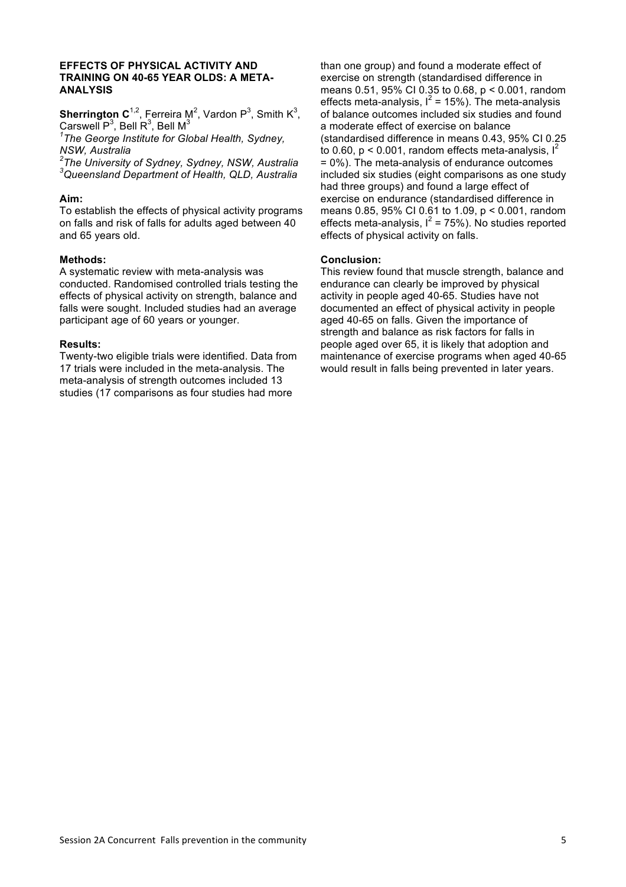## EFFECTS OF PHYSICAL ACTIVITY AND TRAINING ON 40-65 YEAR OLDS: A META-ANALYSIS

**Sherrington C**[1,2], Ferreira M[2], Vardon P[3], Smith K[3], Carswell P[3], Bell R[3], Bell M[3]

[1]*The George Institute for Global Health, Sydney, NSW, Australia*
[2]*The University of Sydney, Sydney, NSW, Australia*
[3]*Queensland Department of Health, QLD, Australia*

**Aim:**
To establish the effects of physical activity programs on falls and risk of falls for adults aged between 40 and 65 years old.

**Methods:**
A systematic review with meta-analysis was conducted. Randomised controlled trials testing the effects of physical activity on strength, balance and falls were sought. Included studies had an average participant age of 60 years or younger.

**Results:**
Twenty-two eligible trials were identified. Data from 17 trials were included in the meta-analysis. The meta-analysis of strength outcomes included 13 studies (17 comparisons as four studies had more than one group) and found a moderate effect of exercise on strength (standardised difference in means 0.51, 95% CI 0.35 to 0.68, $p < 0.001$, random effects meta-analysis, $I^2 = 15\%$). The meta-analysis of balance outcomes included six studies and found a moderate effect of exercise on balance (standardised difference in means 0.43, 95% CI 0.25 to 0.60, $p < 0.001$, random effects meta-analysis, $I^2 = 0\%$). The meta-analysis of endurance outcomes included six studies (eight comparisons as one study had three groups) and found a large effect of exercise on endurance (standardised difference in means 0.85, 95% CI 0.61 to 1.09, $p < 0.001$, random effects meta-analysis, $I^2 = 75\%$). No studies reported effects of physical activity on falls.

**Conclusion:**
This review found that muscle strength, balance and endurance can clearly be improved by physical activity in people aged 40-65. Studies have not documented an effect of physical activity in people aged 40-65 on falls. Given the importance of strength and balance as risk factors for falls in people aged over 65, it is likely that adoption and maintenance of exercise programs when aged 40-65 would result in falls being prevented in later years.